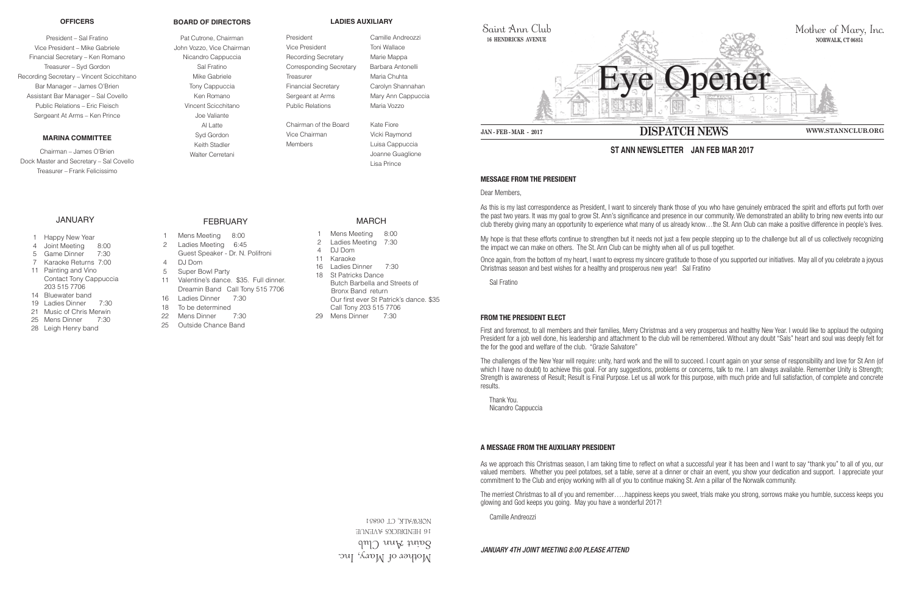## OFFICERS

President – Sal Fratino
Vice President – Mike Gabriele
Financial Secretary – Ken Romano
Treasurer – Syd Gordon
Recording Secretary – Vincent Scicchitano
Bar Manager – James O'Brien
Assistant Bar Manager – Sal Covello
Public Relations – Eric Fleisch
Sergeant At Arms – Ken Prince

## MARINA COMMITTEE

Chairman – James O'Brien
Dock Master and Secretary – Sal Covello
Treasurer – Frank Felicissimo

## BOARD OF DIRECTORS

Pat Cutrone, Chairman
John Vozzo, Vice Chairman
Nicandro Cappuccia
Sal Fratino
Mike Gabriele
Tony Cappuccia
Ken Romano
Vincent Scicchitano
Joe Valiante
Al Latte
Syd Gordon
Keith Stadler
Walter Cerretani

## LADIES AUXILIARY

| | |
|---|---|
| President | Camille Andreozzi |
| Vice President | Toni Wallace |
| Recording Secretary | Marie Mappa |
| Corresponding Secretary | Barbara Antonelli |
| Treasurer | Maria Chuhta |
| Financial Secretary | Carolyn Shannahan |
| Sergeant at Arms | Mary Ann Cappuccia |
| Public Relations | Maria Vozzo |
| Chairman of the Board | Kate Fiore |
| Vice Chairman | Vicki Raymond |
| Members | Luisa Cappuccia |
| | Joanne Guaglione |
| | Lisa Prince |

## JANUARY

- 1 Happy New Year
- 4 Joint Meeting 8:00
- 5 Game Dinner 7:30
- 7 Karaoke Returns 7:00
- 11 Painting and Vino Contact Tony Cappuccia 203 515 7706
- 14 Bluewater band
- 19 Ladies Dinner 7:30
- 21 Music of Chris Merwin
- 25 Mens Dinner 7:30
- 28 Leigh Henry band

## FEBRUARY

- 1 Mens Meeting 8:00
- 2 Ladies Meeting 6:45 Guest Speaker - Dr. N. Polifroni
- 4 DJ Dom
- 5 Super Bowl Party
- 11 Valentine's dance. $35. Full dinner. Dreamin Band Call Tony 515 7706
- 16 Ladies Dinner 7:30
- 18 To be determined
- 22 Mens Dinner 7:30
- 25 Outside Chance Band

## MARCH

- 1 Mens Meeting 8:00
- 2 Ladies Meeting 7:30
- 4 DJ Dom
- 11 Karaoke
- 16 Ladies Dinner 7:30
- 18 St Patricks Dance Butch Barbella and Streets of Bronx Band return Our first ever St Patrick's dance. $35 Call Tony 203 515 7706
- 29 Mens Dinner 7:30

Mother of Mary, Inc.
Saint Ann Club
16 HENDRICKS AVENUE
NORWALK, CT 06851

Saint Ann Club
16 HENDRICKS AVENUE

Mother of Mary, Inc.
NORWALK, CT 06851

# Eye Opener

JAN - FEB - MAR - 2017 | **DISPATCH NEWS** | WWW.STANNCLUB.ORG

## ST ANN NEWSLETTER JAN FEB MAR 2017

### MESSAGE FROM THE PRESIDENT

Dear Members,

As this is my last correspondence as President, I want to sincerely thank those of you who have genuinely embraced the spirit and efforts put forth over the past two years. It was my goal to grow St. Ann's significance and presence in our community. We demonstrated an ability to bring new events into our club thereby giving many an opportunity to experience what many of us already know…the St. Ann Club can make a positive difference in people's lives.

My hope is that these efforts continue to strengthen but it needs not just a few people stepping up to the challenge but all of us collectively recognizing the impact we can make on others. The St. Ann Club can be mighty when all of us pull together.

Once again, from the bottom of my heart, I want to express my sincere gratitude to those of you supported our initiatives. May all of you celebrate a joyous Christmas season and best wishes for a healthy and prosperous new year! Sal Fratino

Sal Fratino

### FROM THE PRESIDENT ELECT

First and foremost, to all members and their families, Merry Christmas and a very prosperous and healthy New Year. I would like to applaud the outgoing President for a job well done, his leadership and attachment to the club will be remembered. Without any doubt "Sals" heart and soul was deeply felt for the for the good and welfare of the club. "Grazie Salvatore"

The challenges of the New Year will require: unity, hard work and the will to succeed. I count again on your sense of responsibility and love for St Ann (of which I have no doubt) to achieve this goal. For any suggestions, problems or concerns, talk to me. I am always available. Remember Unity is Strength; Strength is awareness of Result; Result is Final Purpose. Let us all work for this purpose, with much pride and full satisfaction, of complete and concrete results.

Thank You.
Nicandro Cappuccia

### A MESSAGE FROM THE AUXILIARY PRESIDENT

As we approach this Christmas season, I am taking time to reflect on what a successful year it has been and I want to say "thank you" to all of you, our valued members. Whether you peel potatoes, set a table, serve at a dinner or chair an event, you show your dedication and support. I appreciate your commitment to the Club and enjoy working with all of you to continue making St. Ann a pillar of the Norwalk community.

The merriest Christmas to all of you and remember…..happiness keeps you sweet, trials make you strong, sorrows make you humble, success keeps you glowing and God keeps you going. May you have a wonderful 2017!

Camille Andreozzi

***JANUARY 4TH JOINT MEETING 8:00 PLEASE ATTEND***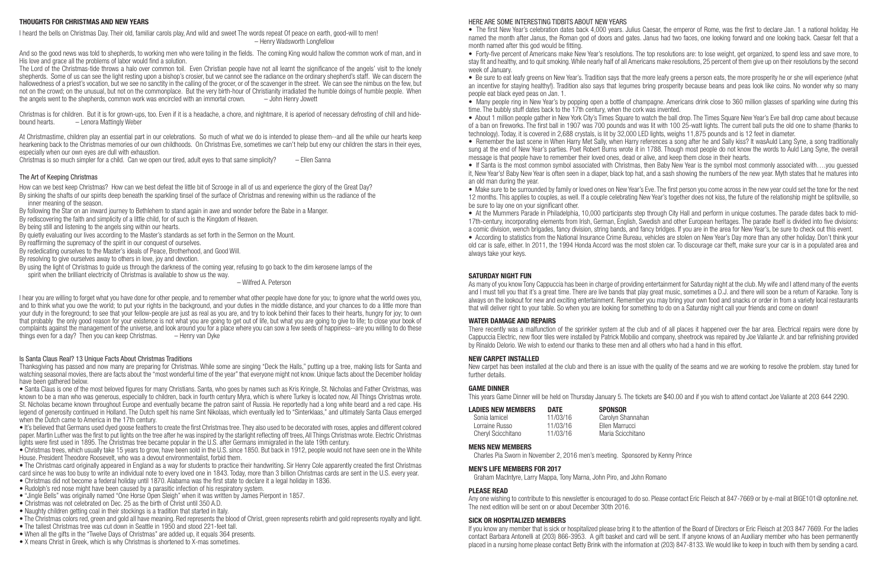## THOUGHTS FOR CHRISTMAS AND NEW YEARS

I heard the bells on Christmas Day. Their old, familiar carols play, And wild and sweet The words repeat Of peace on earth, good-will to men!

– Henry Wadsworth Longfellow

And so the good news was told to shepherds, to working men who were toiling in the fields. The coming King would hallow the common work of man, and in His love and grace all the problems of labor would find a solution.

The Lord of the Christmas-tide throws a halo over common toil. Even Christian people have not all learnt the significance of the angels' visit to the lonely shepherds. Some of us can see the light resting upon a bishop's crosier, but we cannot see the radiance on the ordinary shepherd's staff. We can discern the hallowedness of a priest's vocation, but we see no sanctity in the calling of the grocer, or of the scavenger in the street. We can see the nimbus on the few, but not on the crowd; on the unusual, but not on the commonplace. But the very birth-hour of Christianity irradiated the humble doings of humble people. When the angels went to the shepherds, common work was encircled with an immortal crown. – John Henry Jowett

Christmas is for children. But it is for grown-ups, too. Even if it is a headache, a chore, and nightmare, it is aperiod of necessary defrosting of chill and hide-bound hearts. – Lenora Mattingly Weber

At Christmastime, children play an essential part in our celebrations. So much of what we do is intended to please them--and all the while our hearts keep hearkening back to the Christmas memories of our own childhoods. On Christmas Eve, sometimes we can't help but envy our children the stars in their eyes, especially when our own eyes are dull with exhaustion.

Christmas is so much simpler for a child. Can we open our tired, adult eyes to that same simplicity? – Ellen Sanna

### The Art of Keeping Christmas

How can we best keep Christmas? How can we best defeat the little bit of Scrooge in all of us and experience the glory of the Great Day?

By sinking the shafts of our spirits deep beneath the sparkling tinsel of the surface of Christmas and renewing within us the radiance of the inner meaning of the season.

By following the Star on an inward journey to Bethlehem to stand again in awe and wonder before the Babe in a Manger.

By rediscovering the faith and simplicity of a little child, for of such is the Kingdom of Heaven.

By being still and listening to the angels sing within our hearts.

By quietly evaluating our lives according to the Master's standards as set forth in the Sermon on the Mount.

By reaffirming the supremacy of the spirit in our conquest of ourselves.

By rededicating ourselves to the Master's ideals of Peace, Brotherhood, and Good Will.

By resolving to give ourselves away to others in love, joy and devotion.

By using the light of Christmas to guide us through the darkness of the coming year, refusing to go back to the dim kerosene lamps of the spirit when the brilliant electricity of Christmas is available to show us the way.

– Wilfred A. Peterson

I hear you are willing to forget what you have done for other people, and to remember what other people have done for you; to ignore what the world owes you, and to think what you owe the world; to put your rights in the background, and your duties in the middle distance, and your chances to do a little more than your duty in the foreground; to see that your fellow-people are just as real as you are, and try to look behind their faces to their hearts, hungry for joy; to own that probably the only good reason for your existence is not what you are going to get out of life, but what you are going to give to life; to close your book of complaints against the management of the universe, and look around you for a place where you can sow a few seeds of happiness--are you willing to do these things even for a day? Then you can keep Christmas. – Henry van Dyke

### Is Santa Claus Real? 13 Unique Facts About Christmas Traditions

Thanksgiving has passed and now many are preparing for Christmas. While some are singing "Deck the Halls," putting up a tree, making lists for Santa and watching seasonal movies, there are facts about the "most wonderful time of the year" that everyone might not know. Unique facts about the December holiday have been gathered below.

- Santa Claus is one of the most beloved figures for many Christians. Santa, who goes by names such as Kris Kringle, St. Nicholas and Father Christmas, was known to be a man who was generous, especially to children, back in fourth century Myra, which is where Turkey is located now, All Things Christmas wrote. St. Nicholas became known throughout Europe and eventually became the patron saint of Russia. He reportedly had a long white beard and a red cape. His legend of generosity continued in Holland. The Dutch spelt his name Sint Nikolaas, which eventually led to "Sinterklaas," and ultimately Santa Claus emerged when the Dutch came to America in the 17th century.
- It's believed that Germans used dyed goose feathers to create the first Christmas tree. They also used to be decorated with roses, apples and different colored paper. Martin Luther was the first to put lights on the tree after he was inspired by the starlight reflecting off trees, All Things Christmas wrote. Electric Christmas lights were first used in 1895. The Christmas tree became popular in the U.S. after Germans immigrated in the late 19th century.
- Christmas trees, which usually take 15 years to grow, have been sold in the U.S. since 1850. But back in 1912, people would not have seen one in the White House. President Theodore Roosevelt, who was a devout environmentalist, forbid them.
- The Christmas card originally appeared in England as a way for students to practice their handwriting. Sir Henry Cole apparently created the first Christmas card since he was too busy to write an individual note to every loved one in 1843. Today, more than 3 billion Christmas cards are sent in the U.S. every year.
- Christmas did not become a federal holiday until 1870. Alabama was the first state to declare it a legal holiday in 1836.
- Rudolph's red nose might have been caused by a parasitic infection of his respiratory system.
- "Jingle Bells" was originally named "One Horse Open Sleigh" when it was written by James Pierpont in 1857.
- Christmas was not celebrated on Dec. 25 as the birth of Christ until 350 A.D.
- Naughty children getting coal in their stockings is a tradition that started in Italy.
- The Christmas colors red, green and gold all have meaning. Red represents the blood of Christ, green represents rebirth and gold represents royalty and light.
- The tallest Christmas tree was cut down in Seattle in 1950 and stood 221-feet tall.
- When all the gifts in the "Twelve Days of Christmas" are added up, it equals 364 presents.
- X means Christ in Greek, which is why Christmas is shortened to X-mas sometimes.

### HERE ARE SOME INTERESTING TIDBITS ABOUT NEW YEARS

- The first New Year's celebration dates back 4,000 years. Julius Caesar, the emperor of Rome, was the first to declare Jan. 1 a national holiday. He named the month after Janus, the Roman god of doors and gates. Janus had two faces, one looking forward and one looking back. Caesar felt that a month named after this god would be fitting.
- Forty-five percent of Americans make New Year's resolutions. The top resolutions are: to lose weight, get organized, to spend less and save more, to stay fit and healthy, and to quit smoking. While nearly half of all Americans make resolutions, 25 percent of them give up on their resolutions by the second week of January.
- Be sure to eat leafy greens on New Year's. Tradition says that the more leafy greens a person eats, the more prosperity he or she will experience (what an incentive for staying healthy!). Tradition also says that legumes bring prosperity because beans and peas look like coins. No wonder why so many people eat black eyed peas on Jan. 1.
- Many people ring in New Year's by popping open a bottle of champagne. Americans drink close to 360 million glasses of sparkling wine during this time. The bubbly stuff dates back to the 17th century, when the cork was invented.
- About 1 million people gather in New York City's Times Square to watch the ball drop. The Times Square New Year's Eve ball drop came about because of a ban on fireworks. The first ball in 1907 was 700 pounds and was lit with 100 25-watt lights. The current ball puts the old one to shame (thanks to technology). Today, it is covered in 2,688 crystals, is lit by 32,000 LED lights, weighs 11,875 pounds and is 12 feet in diameter.
- Remember the last scene in When Harry Met Sally, when Harry references a song after he and Sally kiss? It wasAuld Lang Syne, a song traditionally sung at the end of New Year's parties. Poet Robert Burns wrote it in 1788. Though most people do not know the words to Auld Lang Syne, the overall message is that people have to remember their loved ones, dead or alive, and keep them close in their hearts.
- If Santa is the most common symbol associated with Christmas, then Baby New Year is the symbol most commonly associated with….you guessed it, New Year's! Baby New Year is often seen in a diaper, black top hat, and a sash showing the numbers of the new year. Myth states that he matures into an old man during the year.
- Make sure to be surrounded by family or loved ones on New Year's Eve. The first person you come across in the new year could set the tone for the next 12 months. This applies to couples, as well. If a couple celebrating New Year's together does not kiss, the future of the relationship might be splitsville, so be sure to lay one on your significant other.
- At the Mummers Parade in Philadelphia, 10,000 participants step through City Hall and perform in unique costumes. The parade dates back to mid-17th-century, incorporating elements from Irish, German, English, Swedish and other European heritages. The parade itself is divided into five divisions: a comic division, wench brigades, fancy division, string bands, and fancy bridges. If you are in the area for New Year's, be sure to check out this event.
- According to statistics from the National Insurance Crime Bureau, vehicles are stolen on New Year's Day more than any other holiday. Don't think your old car is safe, either. In 2011, the 1994 Honda Accord was the most stolen car. To discourage car theft, make sure your car is in a populated area and always take your keys.

### SATURDAY NIGHT FUN

As many of you know Tony Cappuccia has been in charge of providing entertainment for Saturday night at the club. My wife and I attend many of the events and I must tell you that it's a great time. There are live bands that play great music, sometimes a D.J. and there will soon be a return of Karaoke. Tony is always on the lookout for new and exciting entertainment. Remember you may bring your own food and snacks or order in from a variety local restaurants that will deliver right to your table. So when you are looking for something to do on a Saturday night call your friends and come on down!

### WATER DAMAGE AND REPAIRS

There recently was a malfunction of the sprinkler system at the club and of all places it happened over the bar area. Electrical repairs were done by Cappuccia Electric, new floor tiles were installed by Patrick Mobilio and company, sheetrock was repaired by Joe Valiante Jr. and bar refinishing provided by Rinaldo Delorio. We wish to extend our thanks to these men and all others who had a hand in this effort.

### NEW CARPET INSTALLED

New carpet has been installed at the club and there is an issue with the quality of the seams and we are working to resolve the problem. stay tuned for further details.

### GAME DINNER

This years Game Dinner will be held on Thursday January 5. The tickets are $40.00 and if you wish to attend contact Joe Valiante at 203 644 2290.

| LADIES NEW MEMBERS | DATE | SPONSOR |
|---|---|---|
| Sonia Iamicel | 11/03/16 | Carolyn Shannahan |
| Lorraine Russo | 11/03/16 | Ellen Marrucci |
| Cheryl Scicchitano | 11/03/16 | Maria Scicchitano |

### MENS NEW MEMBERS

Charles Pia Sworn in November 2, 2016 men's meeting. Sponsored by Kenny Prince

### MEN'S LIFE MEMBERS FOR 2017

Graham MacIntyre, Larry Mappa, Tony Marna, John Piro, and John Romano

### PLEASE READ

Any one wishing to contribute to this newsletter is encouraged to do so. Please contact Eric Fleisch at 847-7669 or by e-mail at BIGE101@ optonline.net. The next edition will be sent on or about December 30th 2016.

### SICK OR HOSPITALIZED MEMBERS

If you know any member that is sick or hospitalized please bring it to the attention of the Board of Directors or Eric Fleisch at 203 847 7669. For the ladies contact Barbara Antonelli at (203) 866-3953. A gift basket and card will be sent. If anyone knows of an Auxiliary member who has been permanently placed in a nursing home please contact Betty Brink with the information at (203) 847-8133. We would like to keep in touch with them by sending a card.